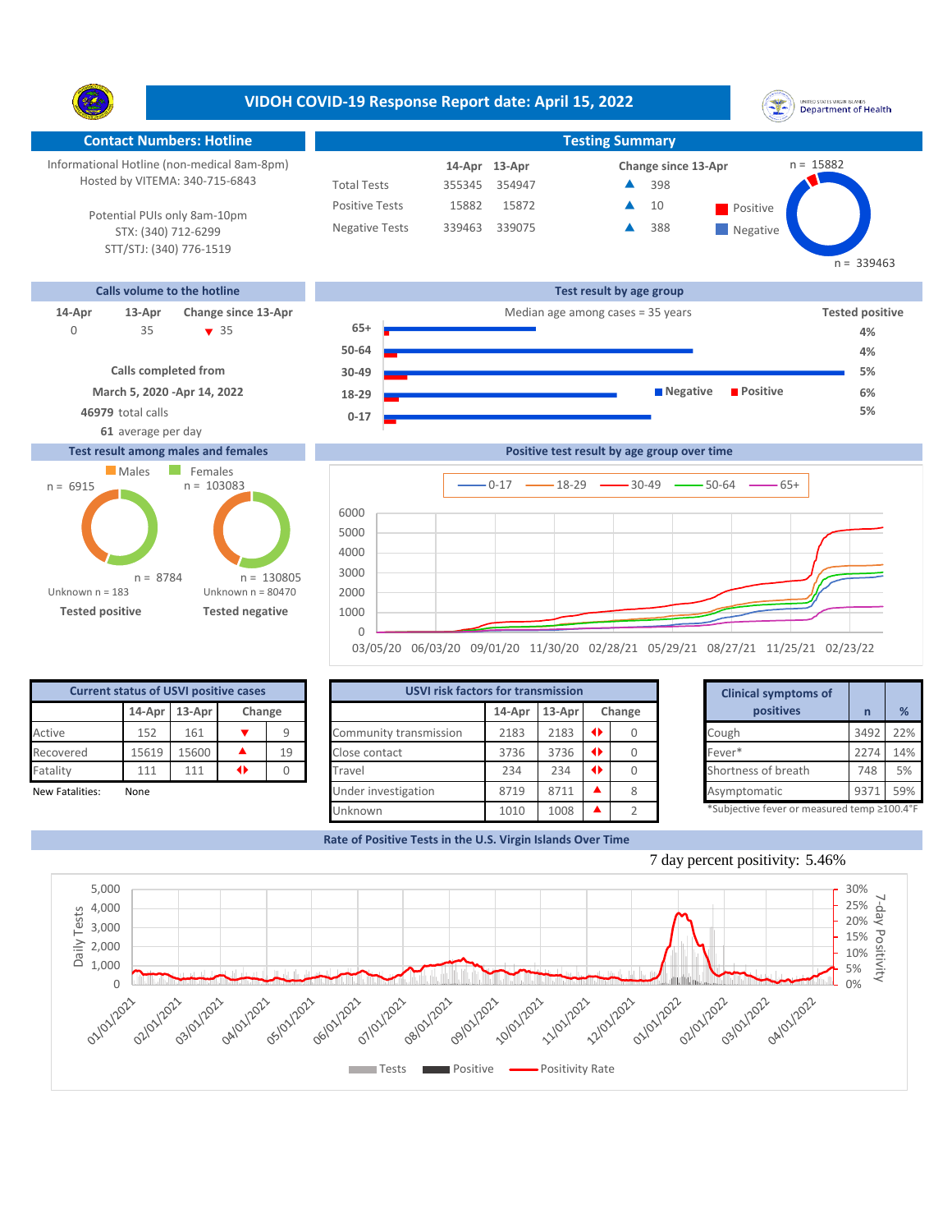# VIDOH COVID-19 Response Report date: April 15, 2022

## Contact Numbers: Hotline

Informational Hotline (non-medical 8am-8pm)
Hosted by VITEMA: 340-715-6843

Potential PUIs only 8am-10pm
STX: (340) 712-6299
STT/STJ: (340) 776-1519

## Testing Summary

| | 14-Apr | 13-Apr | Change since 13-Apr |
|---|---|---|---|
| Total Tests | 355345 | 354947 | ▲ 398 |
| Positive Tests | 15882 | 15872 | ▲ 10 |
| Negative Tests | 339463 | 339075 | ▲ 388 |

Positive n = 15882
Negative n = 339463

## Calls volume to the hotline

| 14-Apr | 13-Apr | Change since 13-Apr |
|---|---|---|
| 0 | 35 | ▼ 35 |

**Calls completed from**
**March 5, 2020 -Apr 14, 2022**
**46979** total calls
**61** average per day

## Test result by age group

Median age among cases = 35 years

| Age group | Tested positive |
|---|---|
| 65+ | 4% |
| 50-64 | 4% |
| 30-49 | 5% |
| 18-29 | 6% |
| 0-17 | 5% |

## Test result among males and females

| | Males | Females |
|---|---|---|
| Tested positive | n = 6915 | n = 8784 |
| Tested negative | n = 103083 | n = 130805 |

Unknown n = 183 (Tested positive)
Unknown n = 80470 (Tested negative)

## Positive test result by age group over time

Legend: 0-17, 18-29, 30-49, 50-64, 65+

## Current status of USVI positive cases

| | 14-Apr | 13-Apr | Change | |
|---|---|---|---|---|
| Active | 152 | 161 | ▼ | 9 |
| Recovered | 15619 | 15600 | ▲ | 19 |
| Fatality | 111 | 111 | ◄► | 0 |

New Fatalities: None

## USVI risk factors for transmission

| | 14-Apr | 13-Apr | Change | |
|---|---|---|---|---|
| Community transmission | 2183 | 2183 | ◄► | 0 |
| Close contact | 3736 | 3736 | ◄► | 0 |
| Travel | 234 | 234 | ◄► | 0 |
| Under investigation | 8719 | 8711 | ▲ | 8 |
| Unknown | 1010 | 1008 | ▲ | 2 |

## Clinical symptoms of positives

| | n | % |
|---|---|---|
| Cough | 3492 | 22% |
| Fever* | 2274 | 14% |
| Shortness of breath | 748 | 5% |
| Asymptomatic | 9371 | 59% |

*Subjective fever or measured temp ≥100.4°F

## Rate of Positive Tests in the U.S. Virgin Islands Over Time

7 day percent positivity: 5.46%

Legend: Tests, Positive, Positivity Rate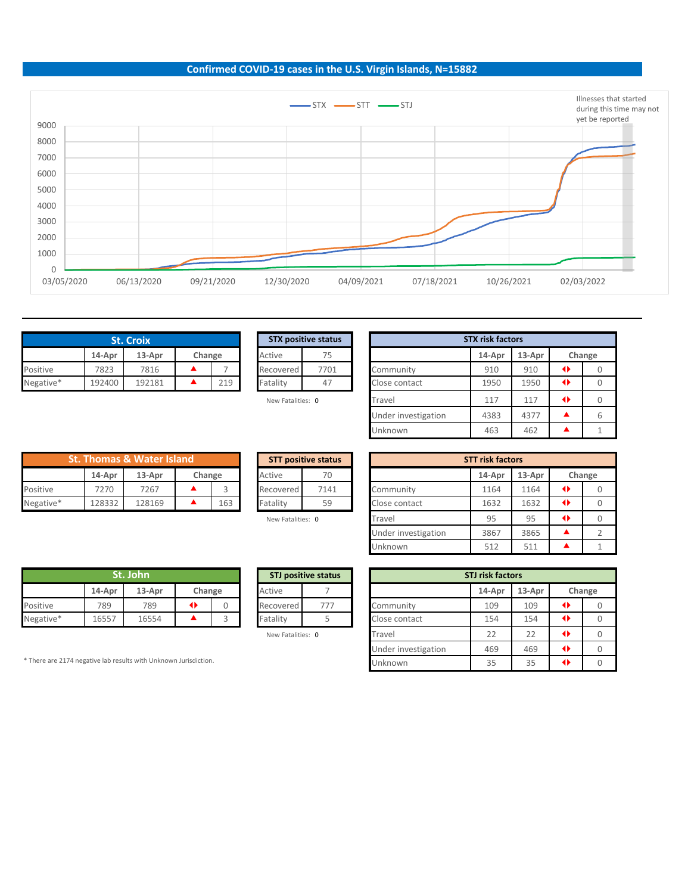## Confirmed COVID-19 cases in the U.S. Virgin Islands, N=15882

STX STT STJ

Illnesses that started during this time may not yet be reported

9000
8000
7000
6000
5000
4000
3000
2000
1000
0

03/05/2020 06/13/2020 09/21/2020 12/30/2020 04/09/2021 07/18/2021 10/26/2021 02/03/2022

| St. Croix | 14-Apr | 13-Apr | Change | |
|---|---|---|---|---|
| Positive | 7823 | 7816 | ▲ | 7 |
| Negative* | 192400 | 192181 | ▲ | 219 |

| STX positive status | |
|---|---|
| Active | 75 |
| Recovered | 7701 |
| Fatality | 47 |

New Fatalities: 0

| STX risk factors | 14-Apr | 13-Apr | Change | |
|---|---|---|---|---|
| Community | 910 | 910 | ◀▶ | 0 |
| Close contact | 1950 | 1950 | ◀▶ | 0 |
| Travel | 117 | 117 | ◀▶ | 0 |
| Under investigation | 4383 | 4377 | ▲ | 6 |
| Unknown | 463 | 462 | ▲ | 1 |

| St. Thomas & Water Island | 14-Apr | 13-Apr | Change | |
|---|---|---|---|---|
| Positive | 7270 | 7267 | ▲ | 3 |
| Negative* | 128332 | 128169 | ▲ | 163 |

| STT positive status | |
|---|---|
| Active | 70 |
| Recovered | 7141 |
| Fatality | 59 |

New Fatalities: 0

| STT risk factors | 14-Apr | 13-Apr | Change | |
|---|---|---|---|---|
| Community | 1164 | 1164 | ◀▶ | 0 |
| Close contact | 1632 | 1632 | ◀▶ | 0 |
| Travel | 95 | 95 | ◀▶ | 0 |
| Under investigation | 3867 | 3865 | ▲ | 2 |
| Unknown | 512 | 511 | ▲ | 1 |

| St. John | 14-Apr | 13-Apr | Change | |
|---|---|---|---|---|
| Positive | 789 | 789 | ◀▶ | 0 |
| Negative* | 16557 | 16554 | ▲ | 3 |

| STJ positive status | |
|---|---|
| Active | 7 |
| Recovered | 777 |
| Fatality | 5 |

New Fatalities: 0

| STJ risk factors | 14-Apr | 13-Apr | Change | |
|---|---|---|---|---|
| Community | 109 | 109 | ◀▶ | 0 |
| Close contact | 154 | 154 | ◀▶ | 0 |
| Travel | 22 | 22 | ◀▶ | 0 |
| Under investigation | 469 | 469 | ◀▶ | 0 |
| Unknown | 35 | 35 | ◀▶ | 0 |

* There are 2174 negative lab results with Unknown Jurisdiction.